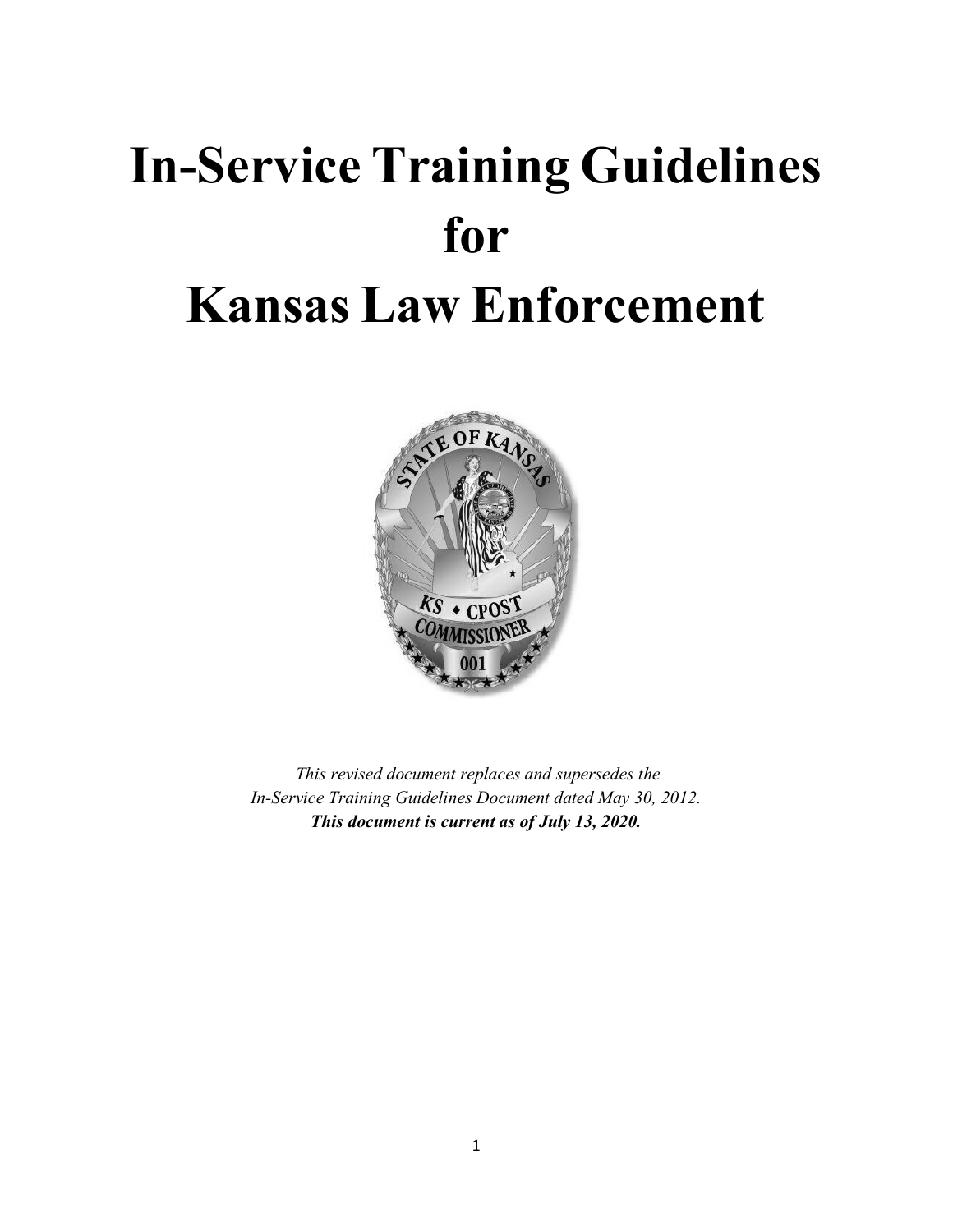# In-Service Training Guidelines for Kansas Law Enforcement

*This revised document replaces and supersedes the In-Service Training Guidelines Document dated May 30, 2012.*
***This document is current as of July 13, 2020.***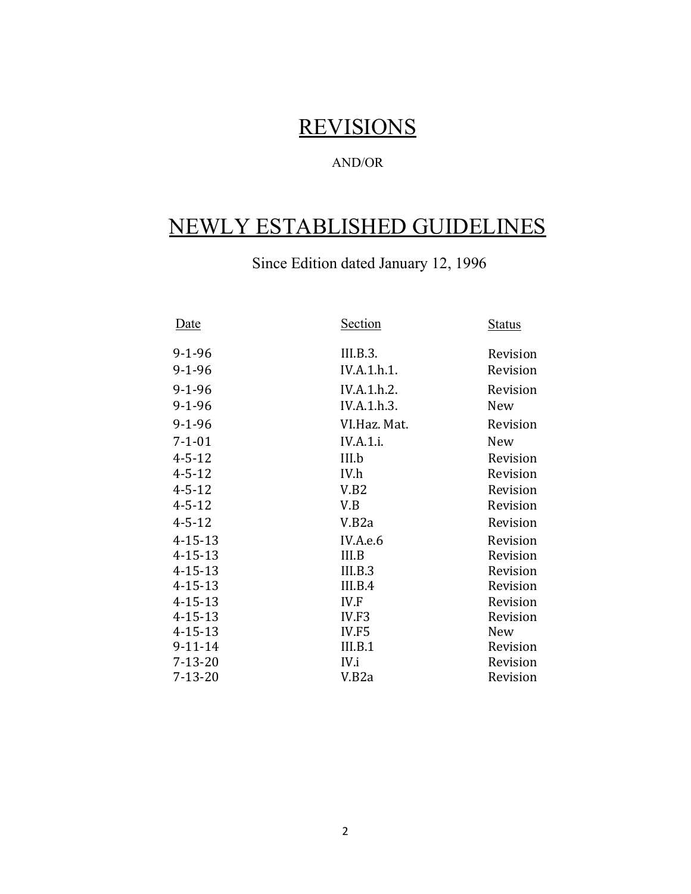# REVISIONS

AND/OR

# NEWLY ESTABLISHED GUIDELINES

Since Edition dated January 12, 1996

| Date | Section | Status |
| --- | --- | --- |
| 9-1-96 | III.B.3. | Revision |
| 9-1-96 | IV.A.1.h.1. | Revision |
| 9-1-96 | IV.A.1.h.2. | Revision |
| 9-1-96 | IV.A.1.h.3. | New |
| 9-1-96 | VI.Haz. Mat. | Revision |
| 7-1-01 | IV.A.1.i. | New |
| 4-5-12 | III.b | Revision |
| 4-5-12 | IV.h | Revision |
| 4-5-12 | V.B2 | Revision |
| 4-5-12 | V.B | Revision |
| 4-5-12 | V.B2a | Revision |
| 4-15-13 | IV.A.e.6 | Revision |
| 4-15-13 | III.B | Revision |
| 4-15-13 | III.B.3 | Revision |
| 4-15-13 | III.B.4 | Revision |
| 4-15-13 | IV.F | Revision |
| 4-15-13 | IV.F3 | Revision |
| 4-15-13 | IV.F5 | New |
| 9-11-14 | III.B.1 | Revision |
| 7-13-20 | IV.i | Revision |
| 7-13-20 | V.B2a | Revision |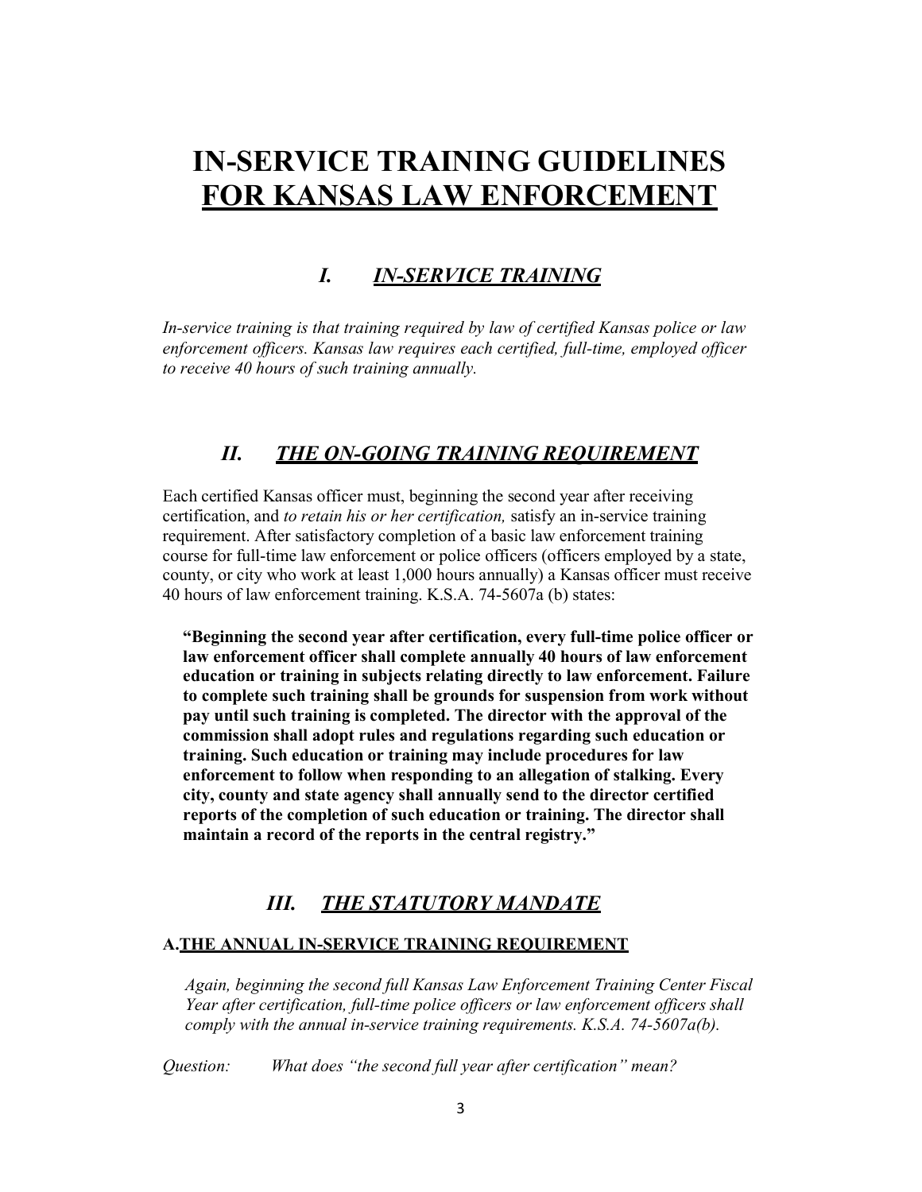# IN-SERVICE TRAINING GUIDELINES FOR KANSAS LAW ENFORCEMENT

## *I. IN-SERVICE TRAINING*

*In-service training is that training required by law of certified Kansas police or law enforcement officers. Kansas law requires each certified, full-time, employed officer to receive 40 hours of such training annually.*

## *II. THE ON-GOING TRAINING REQUIREMENT*

Each certified Kansas officer must, beginning the second year after receiving certification, and *to retain his or her certification,* satisfy an in-service training requirement. After satisfactory completion of a basic law enforcement training course for full-time law enforcement or police officers (officers employed by a state, county, or city who work at least 1,000 hours annually) a Kansas officer must receive 40 hours of law enforcement training. K.S.A. 74-5607a (b) states:

> **"Beginning the second year after certification, every full-time police officer or law enforcement officer shall complete annually 40 hours of law enforcement education or training in subjects relating directly to law enforcement. Failure to complete such training shall be grounds for suspension from work without pay until such training is completed. The director with the approval of the commission shall adopt rules and regulations regarding such education or training. Such education or training may include procedures for law enforcement to follow when responding to an allegation of stalking. Every city, county and state agency shall annually send to the director certified reports of the completion of such education or training. The director shall maintain a record of the reports in the central registry."**

## *III. THE STATUTORY MANDATE*

### A. THE ANNUAL IN-SERVICE TRAINING REQUIREMENT

*Again, beginning the second full Kansas Law Enforcement Training Center Fiscal Year after certification, full-time police officers or law enforcement officers shall comply with the annual in-service training requirements. K.S.A. 74-5607a(b).*

*Question:* *What does "the second full year after certification" mean?*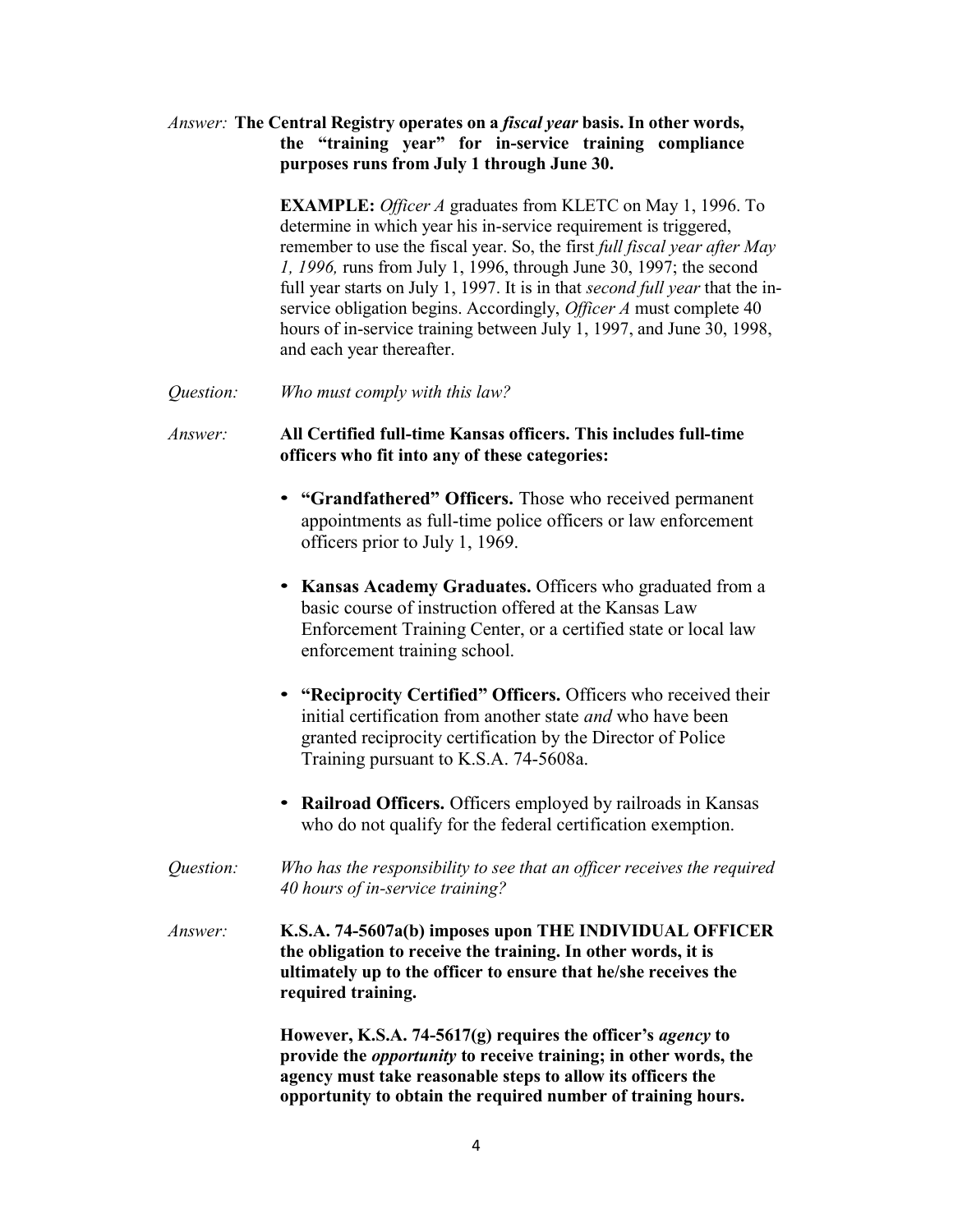*Answer:* **The Central Registry operates on a *fiscal year* basis. In other words, the "training year" for in-service training compliance purposes runs from July 1 through June 30.**

**EXAMPLE:** *Officer A* graduates from KLETC on May 1, 1996. To determine in which year his in-service requirement is triggered, remember to use the fiscal year. So, the first *full fiscal year after May 1, 1996,* runs from July 1, 1996, through June 30, 1997; the second full year starts on July 1, 1997. It is in that *second full year* that the in-service obligation begins. Accordingly, *Officer A* must complete 40 hours of in-service training between July 1, 1997, and June 30, 1998, and each year thereafter.

*Question:* *Who must comply with this law?*

*Answer:* **All Certified full-time Kansas officers. This includes full-time officers who fit into any of these categories:**

- **"Grandfathered" Officers.** Those who received permanent appointments as full-time police officers or law enforcement officers prior to July 1, 1969.
- **Kansas Academy Graduates.** Officers who graduated from a basic course of instruction offered at the Kansas Law Enforcement Training Center, or a certified state or local law enforcement training school.
- **"Reciprocity Certified" Officers.** Officers who received their initial certification from another state *and* who have been granted reciprocity certification by the Director of Police Training pursuant to K.S.A. 74-5608a.
- **Railroad Officers.** Officers employed by railroads in Kansas who do not qualify for the federal certification exemption.

*Question:* *Who has the responsibility to see that an officer receives the required 40 hours of in-service training?*

*Answer:* **K.S.A. 74-5607a(b) imposes upon THE INDIVIDUAL OFFICER the obligation to receive the training. In other words, it is ultimately up to the officer to ensure that he/she receives the required training.**

**However, K.S.A. 74-5617(g) requires the officer's *agency* to provide the *opportunity* to receive training; in other words, the agency must take reasonable steps to allow its officers the opportunity to obtain the required number of training hours.**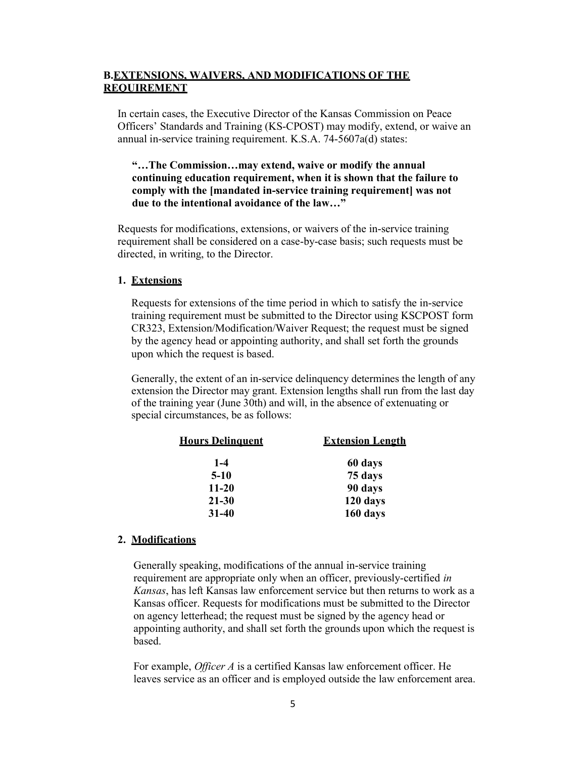## B. <u>EXTENSIONS, WAIVERS, AND MODIFICATIONS OF THE REQUIREMENT</u>

In certain cases, the Executive Director of the Kansas Commission on Peace Officers' Standards and Training (KS-CPOST) may modify, extend, or waive an annual in-service training requirement. K.S.A. 74-5607a(d) states:

**"…The Commission…may extend, waive or modify the annual continuing education requirement, when it is shown that the failure to comply with the [mandated in-service training requirement] was not due to the intentional avoidance of the law…"**

Requests for modifications, extensions, or waivers of the in-service training requirement shall be considered on a case-by-case basis; such requests must be directed, in writing, to the Director.

### 1. <u>Extensions</u>

Requests for extensions of the time period in which to satisfy the in-service training requirement must be submitted to the Director using KSCPOST form CR323, Extension/Modification/Waiver Request; the request must be signed by the agency head or appointing authority, and shall set forth the grounds upon which the request is based.

Generally, the extent of an in-service delinquency determines the length of any extension the Director may grant. Extension lengths shall run from the last day of the training year (June 30th) and will, in the absence of extenuating or special circumstances, be as follows:

| Hours Delinquent | Extension Length |
|---|---|
| **1-4** | **60 days** |
| **5-10** | **75 days** |
| **11-20** | **90 days** |
| **21-30** | **120 days** |
| **31-40** | **160 days** |

### 2. <u>Modifications</u>

Generally speaking, modifications of the annual in-service training requirement are appropriate only when an officer, previously-certified *in Kansas*, has left Kansas law enforcement service but then returns to work as a Kansas officer. Requests for modifications must be submitted to the Director on agency letterhead; the request must be signed by the agency head or appointing authority, and shall set forth the grounds upon which the request is based.

For example, *Officer A* is a certified Kansas law enforcement officer. He leaves service as an officer and is employed outside the law enforcement area.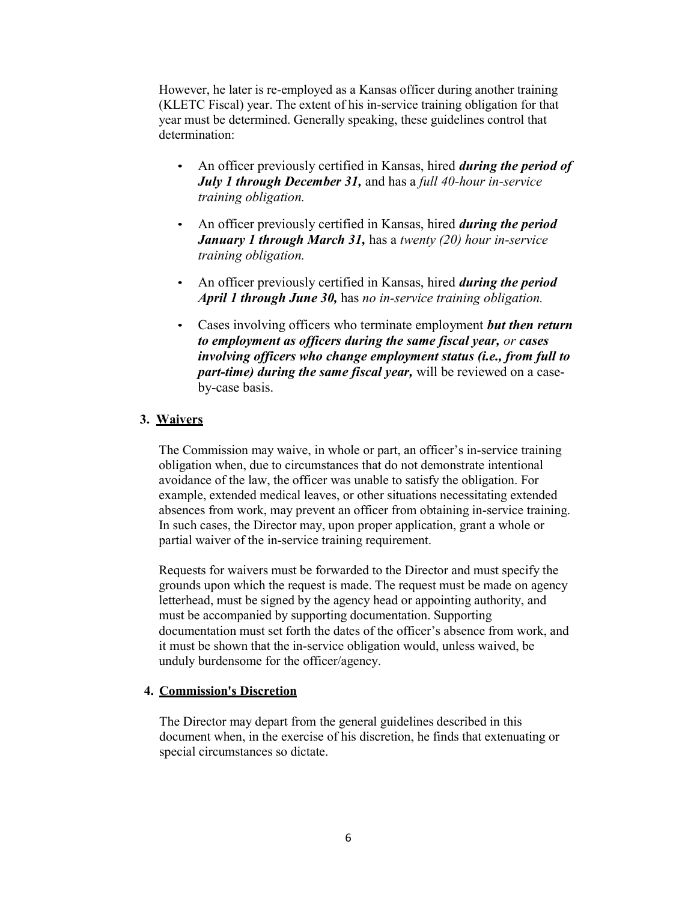However, he later is re-employed as a Kansas officer during another training (KLETC Fiscal) year. The extent of his in-service training obligation for that year must be determined. Generally speaking, these guidelines control that determination:

- An officer previously certified in Kansas, hired ***during the period of July 1 through December 31,*** and has a *full 40-hour in-service training obligation.*
- An officer previously certified in Kansas, hired ***during the period January 1 through March 31,*** has a *twenty (20) hour in-service training obligation.*
- An officer previously certified in Kansas, hired ***during the period April 1 through June 30,*** has *no in-service training obligation.*
- Cases involving officers who terminate employment ***but then return to employment as officers during the same fiscal year,*** *or* ***cases involving officers who change employment status (i.e., from full to part-time) during the same fiscal year,*** will be reviewed on a case-by-case basis.

**3. <u>Waivers</u>**

The Commission may waive, in whole or part, an officer's in-service training obligation when, due to circumstances that do not demonstrate intentional avoidance of the law, the officer was unable to satisfy the obligation. For example, extended medical leaves, or other situations necessitating extended absences from work, may prevent an officer from obtaining in-service training. In such cases, the Director may, upon proper application, grant a whole or partial waiver of the in-service training requirement.

Requests for waivers must be forwarded to the Director and must specify the grounds upon which the request is made. The request must be made on agency letterhead, must be signed by the agency head or appointing authority, and must be accompanied by supporting documentation. Supporting documentation must set forth the dates of the officer's absence from work, and it must be shown that the in-service obligation would, unless waived, be unduly burdensome for the officer/agency.

**4. <u>Commission's Discretion</u>**

The Director may depart from the general guidelines described in this document when, in the exercise of his discretion, he finds that extenuating or special circumstances so dictate.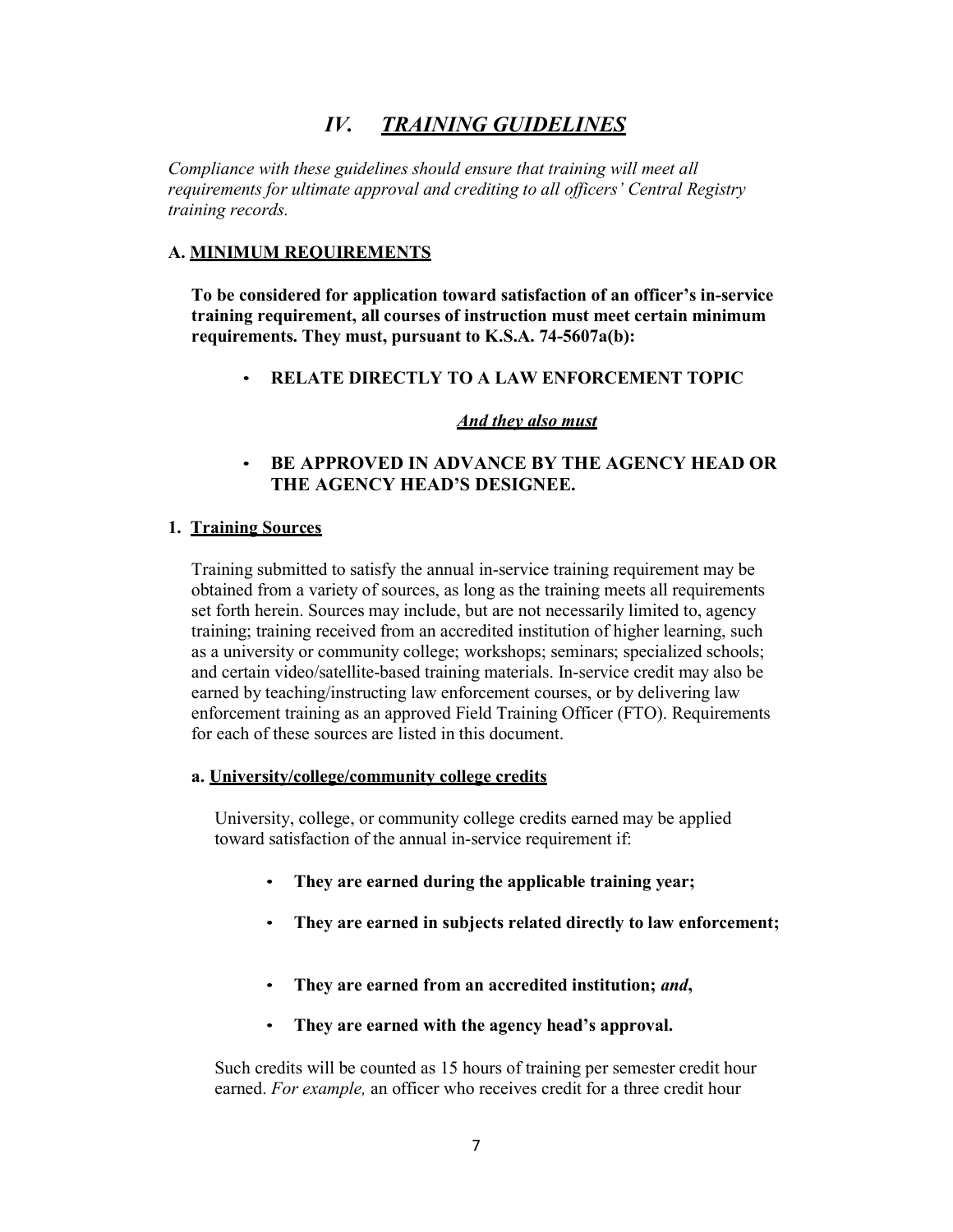# *IV. TRAINING GUIDELINES*

*Compliance with these guidelines should ensure that training will meet all requirements for ultimate approval and crediting to all officers' Central Registry training records.*

### A. MINIMUM REQUIREMENTS

**To be considered for application toward satisfaction of an officer's in-service training requirement, all courses of instruction must meet certain minimum requirements. They must, pursuant to K.S.A. 74-5607a(b):**

- **RELATE DIRECTLY TO A LAW ENFORCEMENT TOPIC**

***And they also must***

- **BE APPROVED IN ADVANCE BY THE AGENCY HEAD OR THE AGENCY HEAD'S DESIGNEE.**

#### 1. Training Sources

Training submitted to satisfy the annual in-service training requirement may be obtained from a variety of sources, as long as the training meets all requirements set forth herein. Sources may include, but are not necessarily limited to, agency training; training received from an accredited institution of higher learning, such as a university or community college; workshops; seminars; specialized schools; and certain video/satellite-based training materials. In-service credit may also be earned by teaching/instructing law enforcement courses, or by delivering law enforcement training as an approved Field Training Officer (FTO). Requirements for each of these sources are listed in this document.

##### a. University/college/community college credits

University, college, or community college credits earned may be applied toward satisfaction of the annual in-service requirement if:

- **They are earned during the applicable training year;**
- **They are earned in subjects related directly to law enforcement;**
- **They are earned from an accredited institution; *and*,**
- **They are earned with the agency head's approval.**

Such credits will be counted as 15 hours of training per semester credit hour earned. *For example,* an officer who receives credit for a three credit hour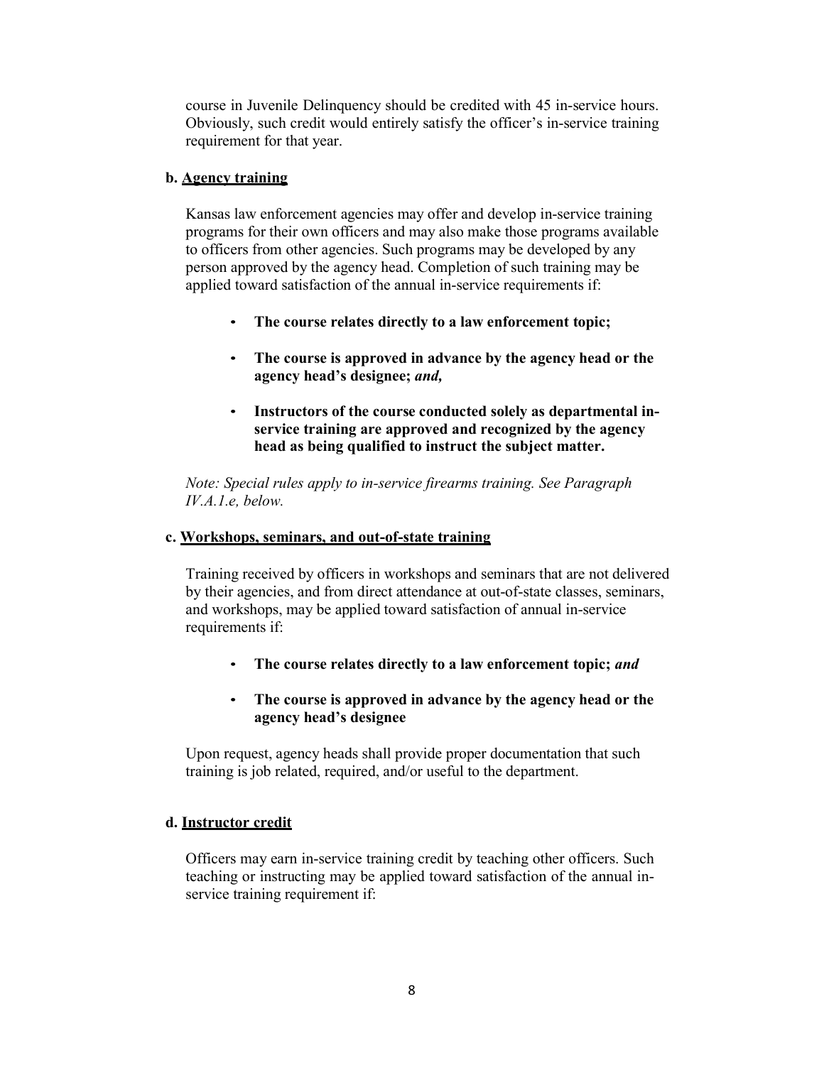course in Juvenile Delinquency should be credited with 45 in-service hours. Obviously, such credit would entirely satisfy the officer's in-service training requirement for that year.

**b. <u>Agency training</u>**

Kansas law enforcement agencies may offer and develop in-service training programs for their own officers and may also make those programs available to officers from other agencies. Such programs may be developed by any person approved by the agency head. Completion of such training may be applied toward satisfaction of the annual in-service requirements if:

- **The course relates directly to a law enforcement topic;**
- **The course is approved in advance by the agency head or the agency head's designee;** ***and,***
- **Instructors of the course conducted solely as departmental in-service training are approved and recognized by the agency head as being qualified to instruct the subject matter.**

*Note: Special rules apply to in-service firearms training. See Paragraph IV.A.1.e, below.*

**c. <u>Workshops, seminars, and out-of-state training</u>**

Training received by officers in workshops and seminars that are not delivered by their agencies, and from direct attendance at out-of-state classes, seminars, and workshops, may be applied toward satisfaction of annual in-service requirements if:

- **The course relates directly to a law enforcement topic;** ***and***
- **The course is approved in advance by the agency head or the agency head's designee**

Upon request, agency heads shall provide proper documentation that such training is job related, required, and/or useful to the department.

**d. <u>Instructor credit</u>**

Officers may earn in-service training credit by teaching other officers. Such teaching or instructing may be applied toward satisfaction of the annual in-service training requirement if: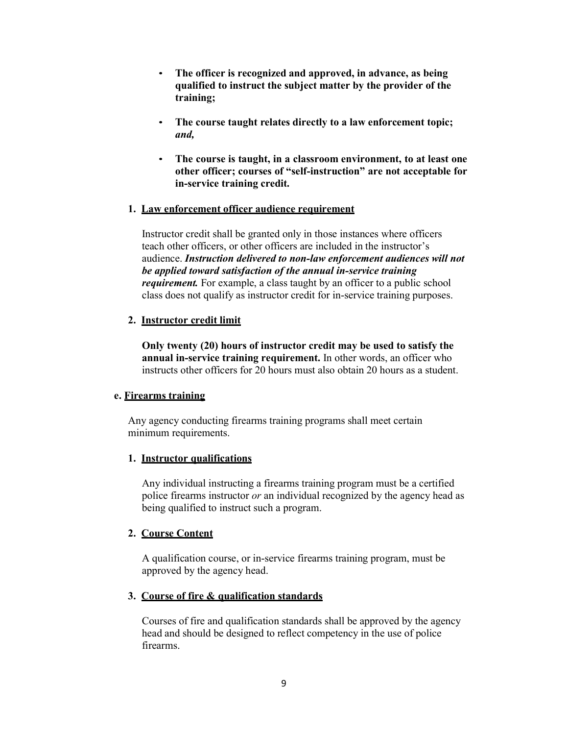- **The officer is recognized and approved, in advance, as being qualified to instruct the subject matter by the provider of the training;**

- **The course taught relates directly to a law enforcement topic; *and,***

- **The course is taught, in a classroom environment, to at least one other officer; courses of "self-instruction" are not acceptable for in-service training credit.**

**1. <u>Law enforcement officer audience requirement</u>**

Instructor credit shall be granted only in those instances where officers teach other officers, or other officers are included in the instructor's audience. ***Instruction delivered to non-law enforcement audiences will not be applied toward satisfaction of the annual in-service training requirement.*** For example, a class taught by an officer to a public school class does not qualify as instructor credit for in-service training purposes.

**2. <u>Instructor credit limit</u>**

**Only twenty (20) hours of instructor credit may be used to satisfy the annual in-service training requirement.** In other words, an officer who instructs other officers for 20 hours must also obtain 20 hours as a student.

**e. <u>Firearms training</u>**

Any agency conducting firearms training programs shall meet certain minimum requirements.

**1. <u>Instructor qualifications</u>**

Any individual instructing a firearms training program must be a certified police firearms instructor *or* an individual recognized by the agency head as being qualified to instruct such a program.

**2. <u>Course Content</u>**

A qualification course, or in-service firearms training program, must be approved by the agency head.

**3. <u>Course of fire & qualification standards</u>**

Courses of fire and qualification standards shall be approved by the agency head and should be designed to reflect competency in the use of police firearms.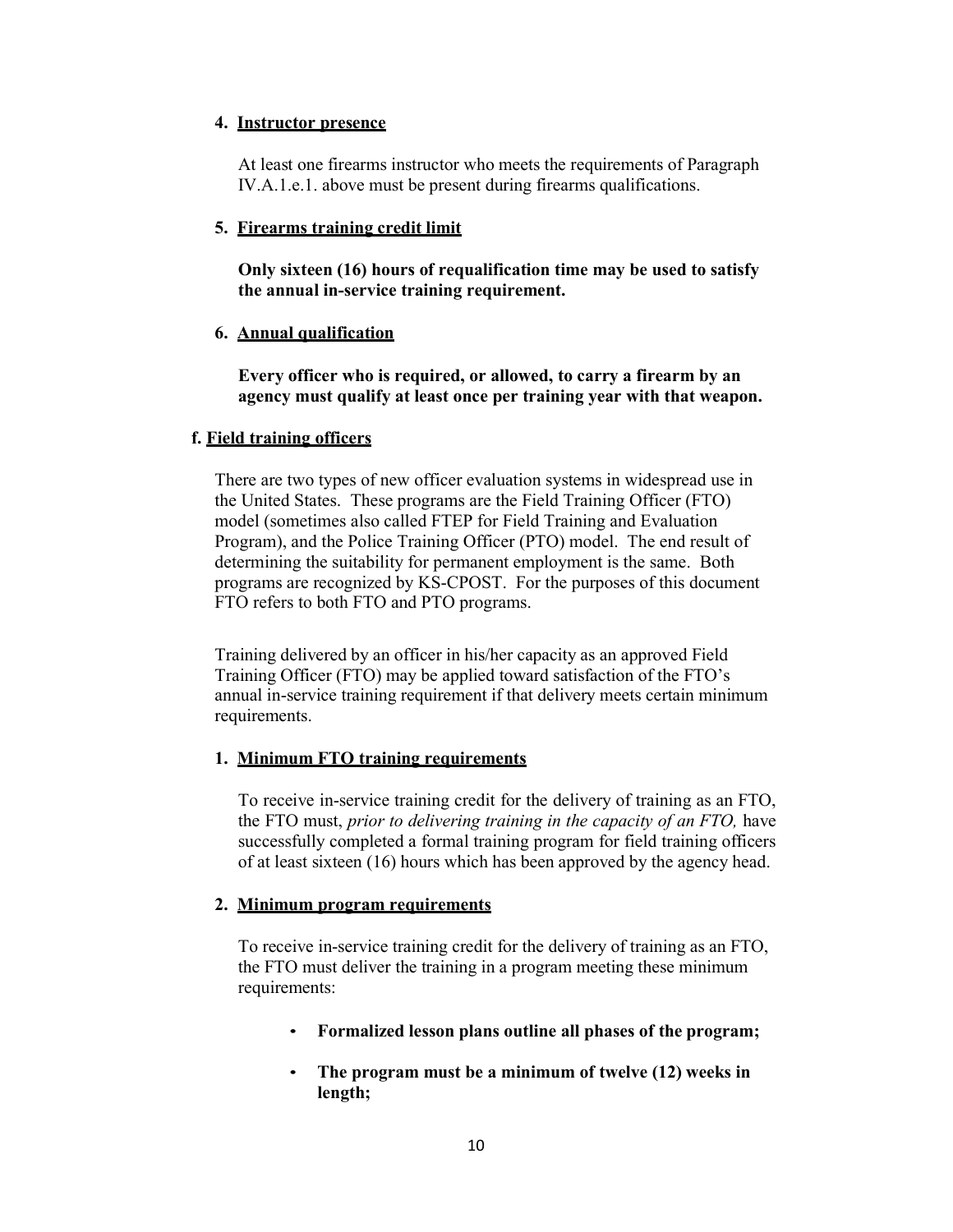4. **Instructor presence**

   At least one firearms instructor who meets the requirements of Paragraph IV.A.1.e.1. above must be present during firearms qualifications.

5. **Firearms training credit limit**

   **Only sixteen (16) hours of requalification time may be used to satisfy the annual in-service training requirement.**

6. **Annual qualification**

   **Every officer who is required, or allowed, to carry a firearm by an agency must qualify at least once per training year with that weapon.**

**f. Field training officers**

There are two types of new officer evaluation systems in widespread use in the United States. These programs are the Field Training Officer (FTO) model (sometimes also called FTEP for Field Training and Evaluation Program), and the Police Training Officer (PTO) model. The end result of determining the suitability for permanent employment is the same. Both programs are recognized by KS-CPOST. For the purposes of this document FTO refers to both FTO and PTO programs.

Training delivered by an officer in his/her capacity as an approved Field Training Officer (FTO) may be applied toward satisfaction of the FTO's annual in-service training requirement if that delivery meets certain minimum requirements.

1. **Minimum FTO training requirements**

   To receive in-service training credit for the delivery of training as an FTO, the FTO must, *prior to delivering training in the capacity of an FTO,* have successfully completed a formal training program for field training officers of at least sixteen (16) hours which has been approved by the agency head.

2. **Minimum program requirements**

   To receive in-service training credit for the delivery of training as an FTO, the FTO must deliver the training in a program meeting these minimum requirements:

   - **Formalized lesson plans outline all phases of the program;**
   - **The program must be a minimum of twelve (12) weeks in length;**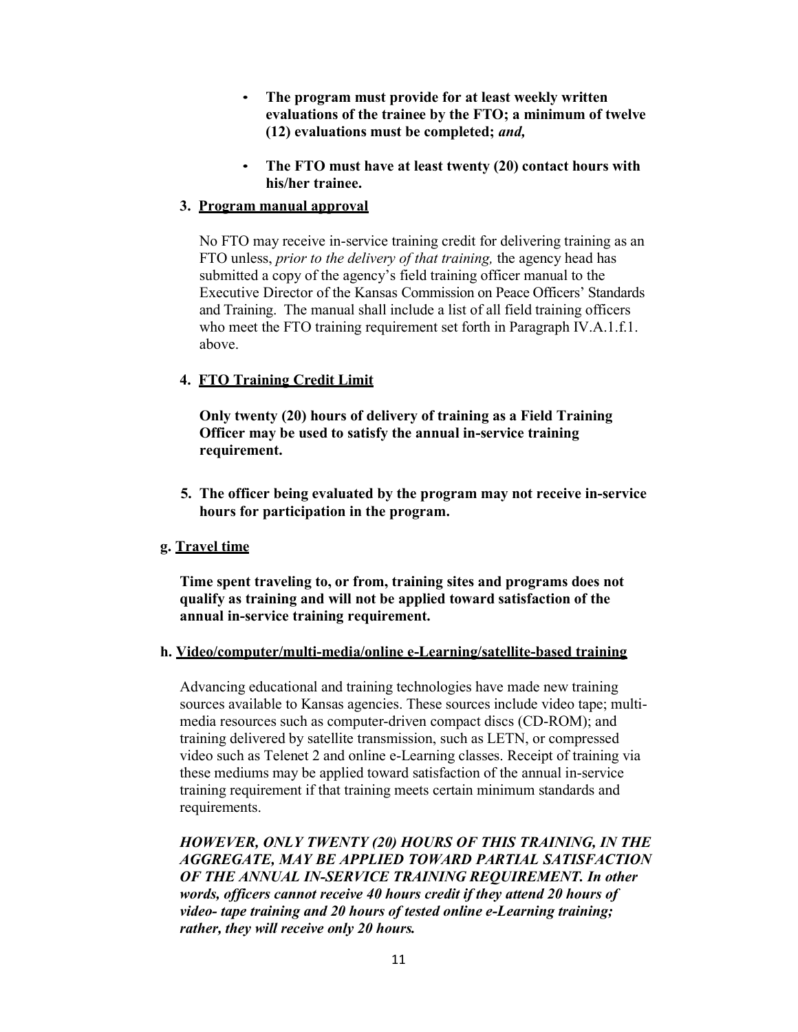- **The program must provide for at least weekly written evaluations of the trainee by the FTO; a minimum of twelve (12) evaluations must be completed;** ***and,***

- **The FTO must have at least twenty (20) contact hours with his/her trainee.**

**3. <u>Program manual approval</u>**

No FTO may receive in-service training credit for delivering training as an FTO unless, *prior to the delivery of that training,* the agency head has submitted a copy of the agency's field training officer manual to the Executive Director of the Kansas Commission on Peace Officers' Standards and Training. The manual shall include a list of all field training officers who meet the FTO training requirement set forth in Paragraph IV.A.1.f.1. above.

**4. <u>FTO Training Credit Limit</u>**

**Only twenty (20) hours of delivery of training as a Field Training Officer may be used to satisfy the annual in-service training requirement.**

**5. The officer being evaluated by the program may not receive in-service hours for participation in the program.**

**g. <u>Travel time</u>**

**Time spent traveling to, or from, training sites and programs does not qualify as training and will not be applied toward satisfaction of the annual in-service training requirement.**

**h. <u>Video/computer/multi-media/online e-Learning/satellite-based training</u>**

Advancing educational and training technologies have made new training sources available to Kansas agencies. These sources include video tape; multi-media resources such as computer-driven compact discs (CD-ROM); and training delivered by satellite transmission, such as LETN, or compressed video such as Telenet 2 and online e-Learning classes. Receipt of training via these mediums may be applied toward satisfaction of the annual in-service training requirement if that training meets certain minimum standards and requirements.

***HOWEVER, ONLY TWENTY (20) HOURS OF THIS TRAINING, IN THE AGGREGATE, MAY BE APPLIED TOWARD PARTIAL SATISFACTION OF THE ANNUAL IN-SERVICE TRAINING REQUIREMENT. In other words, officers cannot receive 40 hours credit if they attend 20 hours of video- tape training and 20 hours of tested online e-Learning training; rather, they will receive only 20 hours.***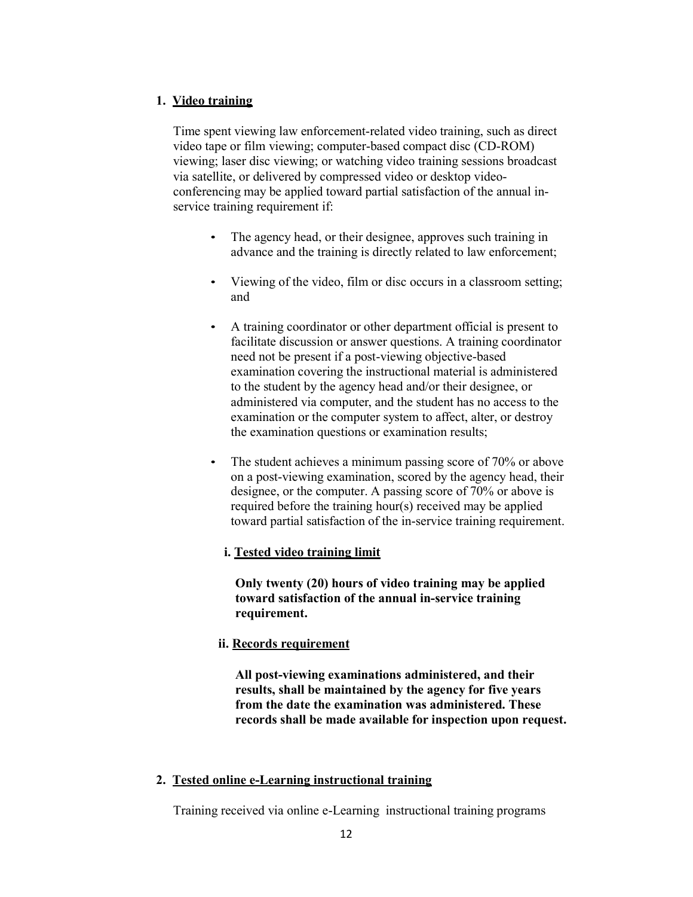1. **Video training**

   Time spent viewing law enforcement-related video training, such as direct video tape or film viewing; computer-based compact disc (CD-ROM) viewing; laser disc viewing; or watching video training sessions broadcast via satellite, or delivered by compressed video or desktop video-conferencing may be applied toward partial satisfaction of the annual in-service training requirement if:

   - The agency head, or their designee, approves such training in advance and the training is directly related to law enforcement;
   - Viewing of the video, film or disc occurs in a classroom setting; and
   - A training coordinator or other department official is present to facilitate discussion or answer questions. A training coordinator need not be present if a post-viewing objective-based examination covering the instructional material is administered to the student by the agency head and/or their designee, or administered via computer, and the student has no access to the examination or the computer system to affect, alter, or destroy the examination questions or examination results;
   - The student achieves a minimum passing score of 70% or above on a post-viewing examination, scored by the agency head, their designee, or the computer. A passing score of 70% or above is required before the training hour(s) received may be applied toward partial satisfaction of the in-service training requirement.

   i. **Tested video training limit**

   **Only twenty (20) hours of video training may be applied toward satisfaction of the annual in-service training requirement.**

   ii. **Records requirement**

   **All post-viewing examinations administered, and their results, shall be maintained by the agency for five years from the date the examination was administered. These records shall be made available for inspection upon request.**

2. **Tested online e-Learning instructional training**

   Training received via online e-Learning instructional training programs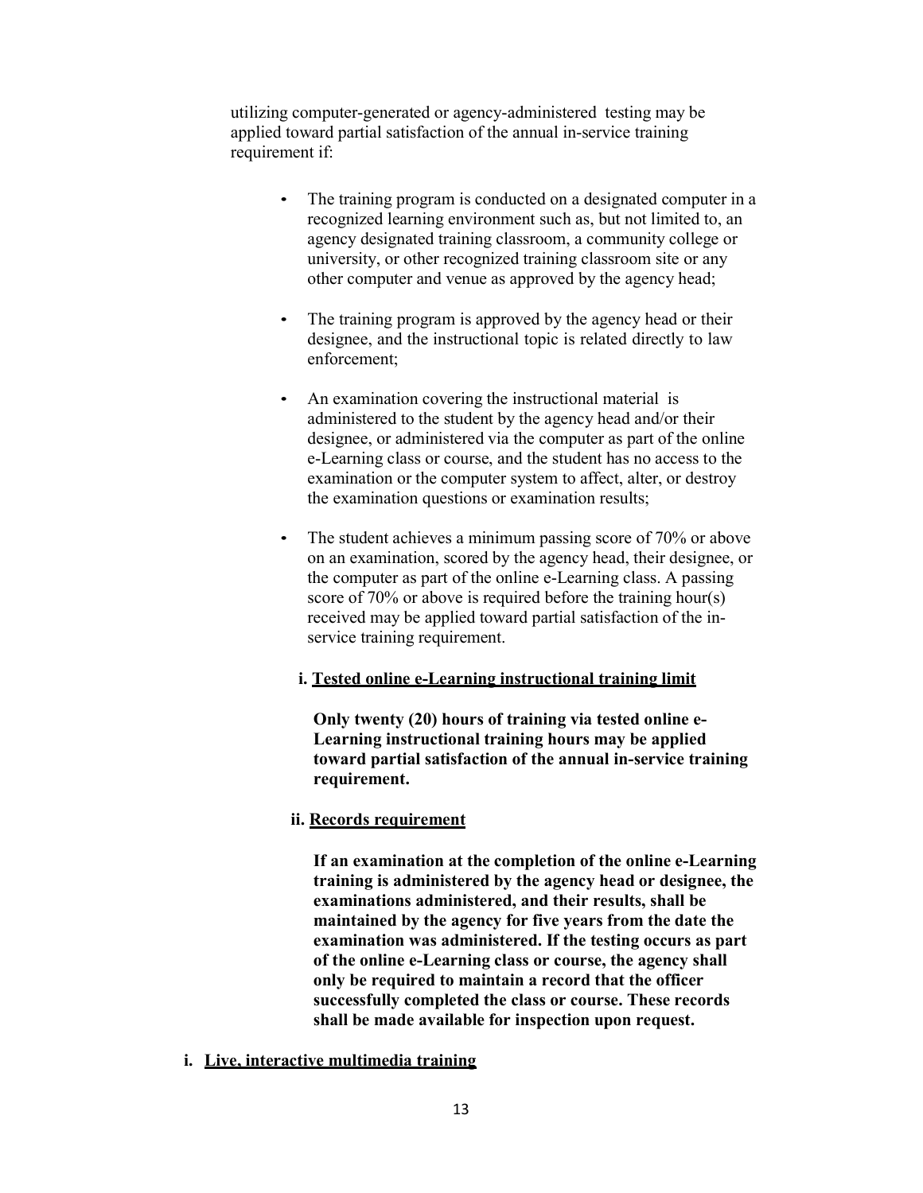utilizing computer-generated or agency-administered testing may be applied toward partial satisfaction of the annual in-service training requirement if:

- The training program is conducted on a designated computer in a recognized learning environment such as, but not limited to, an agency designated training classroom, a community college or university, or other recognized training classroom site or any other computer and venue as approved by the agency head;

- The training program is approved by the agency head or their designee, and the instructional topic is related directly to law enforcement;

- An examination covering the instructional material is administered to the student by the agency head and/or their designee, or administered via the computer as part of the online e-Learning class or course, and the student has no access to the examination or the computer system to affect, alter, or destroy the examination questions or examination results;

- The student achieves a minimum passing score of 70% or above on an examination, scored by the agency head, their designee, or the computer as part of the online e-Learning class. A passing score of 70% or above is required before the training hour(s) received may be applied toward partial satisfaction of the in-service training requirement.

  **i. <u>Tested online e-Learning instructional training limit</u>**

  **Only twenty (20) hours of training via tested online e-Learning instructional training hours may be applied toward partial satisfaction of the annual in-service training requirement.**

  **ii. <u>Records requirement</u>**

  **If an examination at the completion of the online e-Learning training is administered by the agency head or designee, the examinations administered, and their results, shall be maintained by the agency for five years from the date the examination was administered. If the testing occurs as part of the online e-Learning class or course, the agency shall only be required to maintain a record that the officer successfully completed the class or course. These records shall be made available for inspection upon request.**

**i. <u>Live, interactive multimedia training</u>**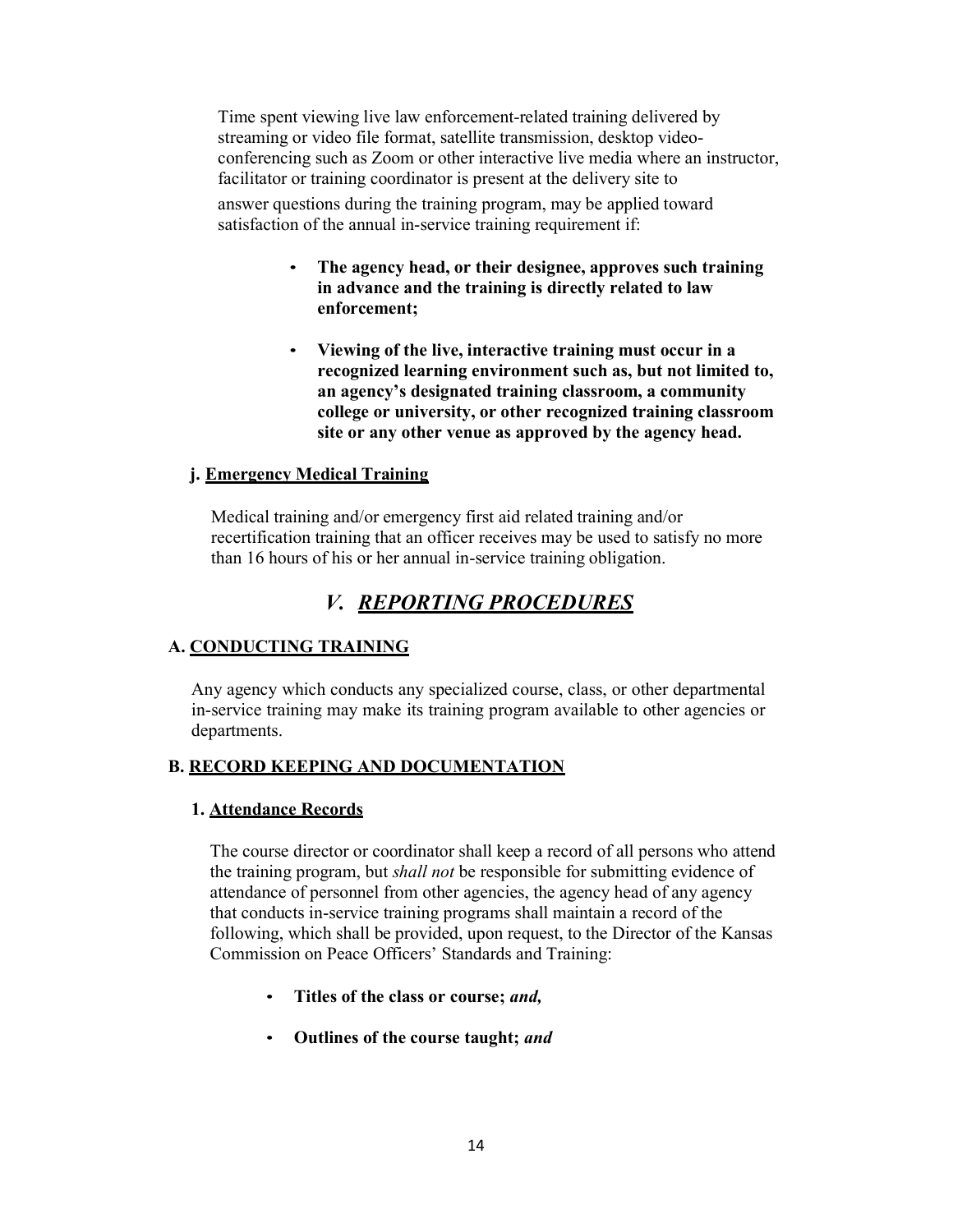Time spent viewing live law enforcement-related training delivered by streaming or video file format, satellite transmission, desktop video-conferencing such as Zoom or other interactive live media where an instructor, facilitator or training coordinator is present at the delivery site to answer questions during the training program, may be applied toward satisfaction of the annual in-service training requirement if:

- **The agency head, or their designee, approves such training in advance and the training is directly related to law enforcement;**
- **Viewing of the live, interactive training must occur in a recognized learning environment such as, but not limited to, an agency's designated training classroom, a community college or university, or other recognized training classroom site or any other venue as approved by the agency head.**

**j. Emergency Medical Training**

Medical training and/or emergency first aid related training and/or recertification training that an officer receives may be used to satisfy no more than 16 hours of his or her annual in-service training obligation.

## *V. REPORTING PROCEDURES*

### A. CONDUCTING TRAINING

Any agency which conducts any specialized course, class, or other departmental in-service training may make its training program available to other agencies or departments.

### B. RECORD KEEPING AND DOCUMENTATION

**1. Attendance Records**

The course director or coordinator shall keep a record of all persons who attend the training program, but *shall not* be responsible for submitting evidence of attendance of personnel from other agencies, the agency head of any agency that conducts in-service training programs shall maintain a record of the following, which shall be provided, upon request, to the Director of the Kansas Commission on Peace Officers' Standards and Training:

- **Titles of the class or course;** ***and,***
- **Outlines of the course taught;** ***and***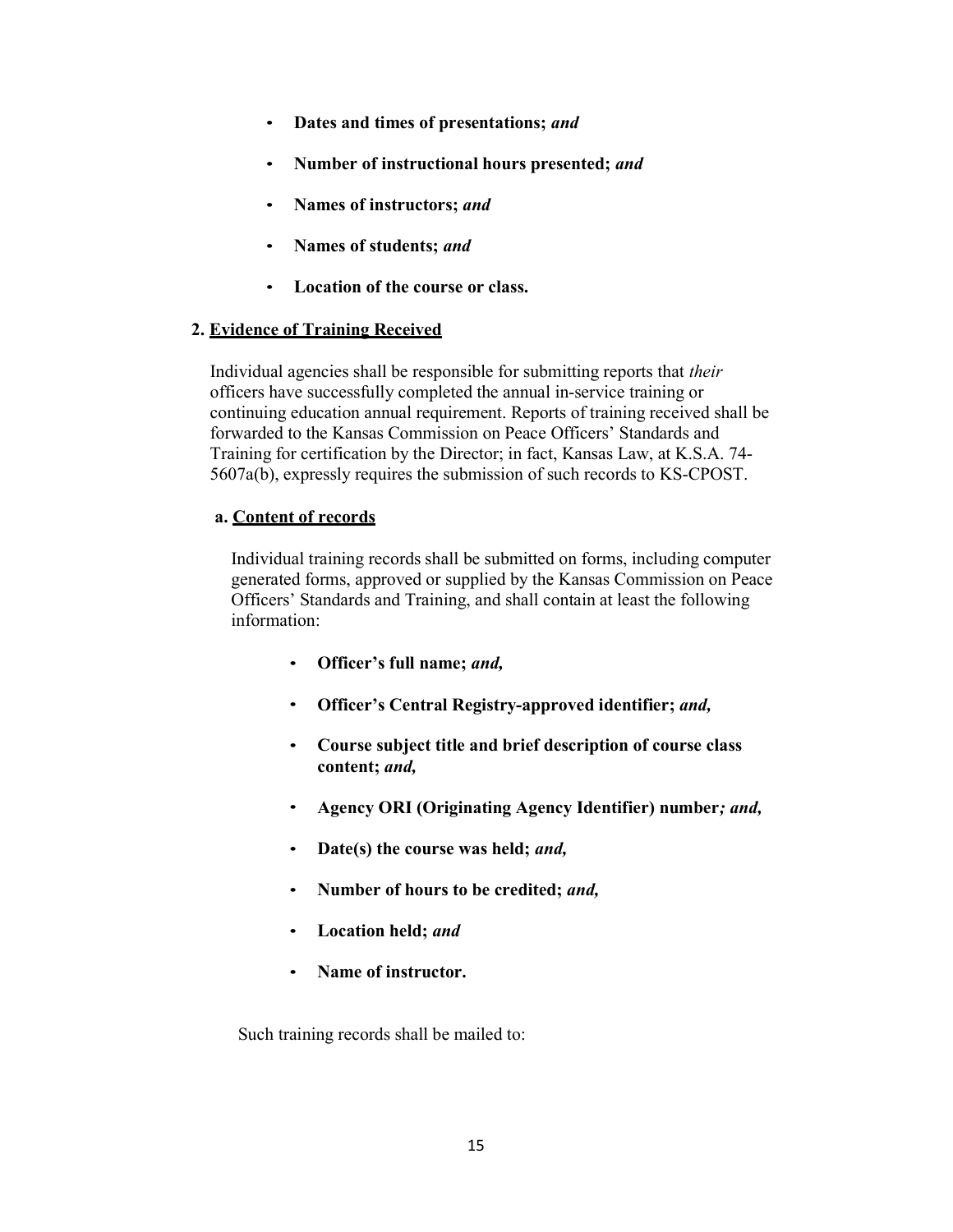- **Dates and times of presentations;** ***and***
- **Number of instructional hours presented;** ***and***
- **Names of instructors;** ***and***
- **Names of students;** ***and***
- **Location of the course or class.**

**2. <u>Evidence of Training Received</u>**

Individual agencies shall be responsible for submitting reports that *their* officers have successfully completed the annual in-service training or continuing education annual requirement. Reports of training received shall be forwarded to the Kansas Commission on Peace Officers' Standards and Training for certification by the Director; in fact, Kansas Law, at K.S.A. 74-5607a(b), expressly requires the submission of such records to KS-CPOST.

**a. <u>Content of records</u>**

Individual training records shall be submitted on forms, including computer generated forms, approved or supplied by the Kansas Commission on Peace Officers' Standards and Training, and shall contain at least the following information:

- **Officer's full name;** ***and,***
- **Officer's Central Registry-approved identifier;** ***and,***
- **Course subject title and brief description of course class content;** ***and,***
- **Agency ORI (Originating Agency Identifier) number*****; and,***
- **Date(s) the course was held;** ***and,***
- **Number of hours to be credited;** ***and,***
- **Location held;** ***and***
- **Name of instructor.**

Such training records shall be mailed to: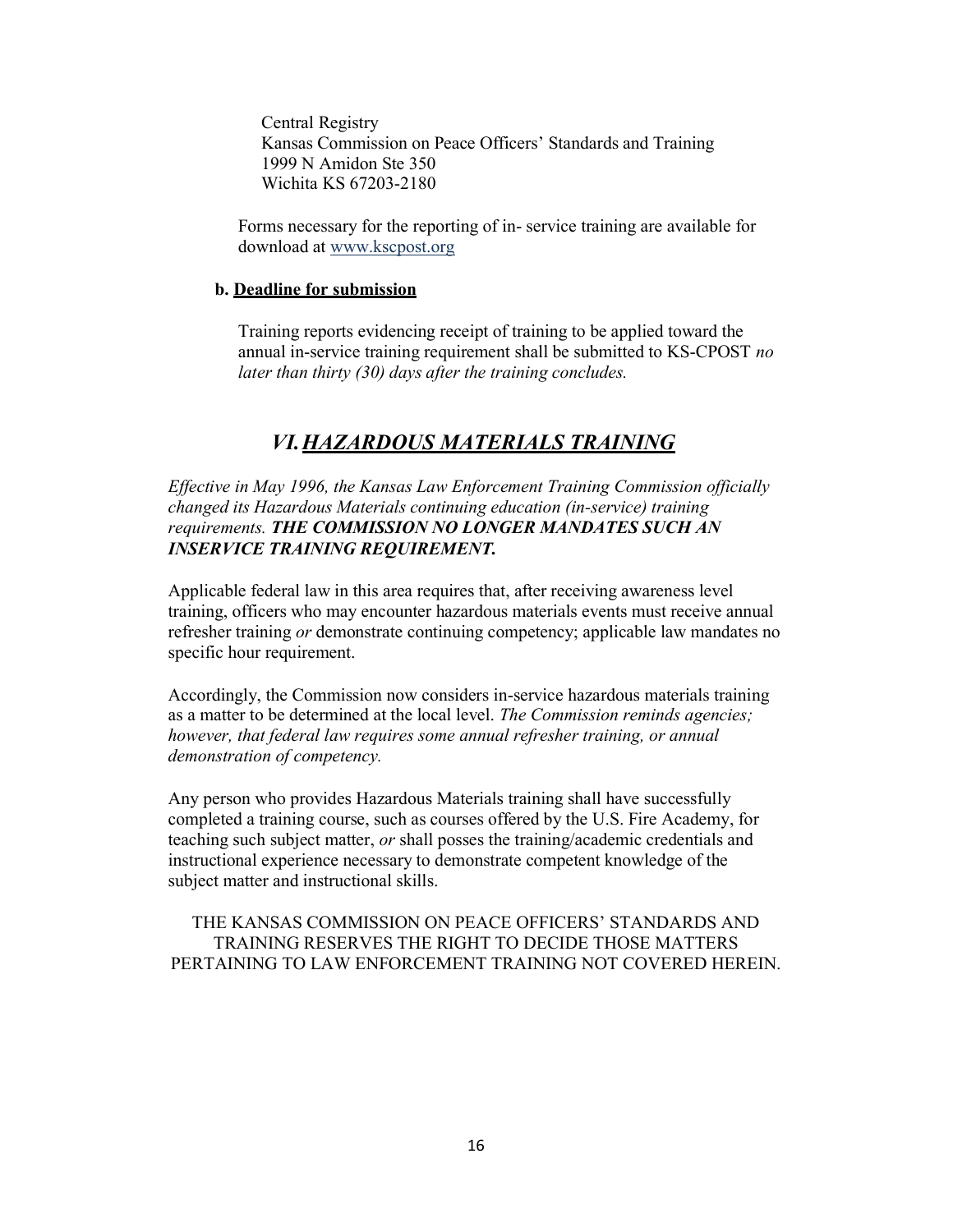Central Registry
Kansas Commission on Peace Officers' Standards and Training
1999 N Amidon Ste 350
Wichita KS 67203-2180

Forms necessary for the reporting of in- service training are available for download at www.kscpost.org

**b. <u>Deadline for submission</u>**

Training reports evidencing receipt of training to be applied toward the annual in-service training requirement shall be submitted to KS-CPOST *no later than thirty (30) days after the training concludes.*

## *VI. <u>HAZARDOUS MATERIALS TRAINING</u>*

*Effective in May 1996, the Kansas Law Enforcement Training Commission officially changed its Hazardous Materials continuing education (in-service) training requirements.* ***THE COMMISSION NO LONGER MANDATES SUCH AN INSERVICE TRAINING REQUIREMENT.***

Applicable federal law in this area requires that, after receiving awareness level training, officers who may encounter hazardous materials events must receive annual refresher training *or* demonstrate continuing competency; applicable law mandates no specific hour requirement.

Accordingly, the Commission now considers in-service hazardous materials training as a matter to be determined at the local level. *The Commission reminds agencies; however, that federal law requires some annual refresher training, or annual demonstration of competency.*

Any person who provides Hazardous Materials training shall have successfully completed a training course, such as courses offered by the U.S. Fire Academy, for teaching such subject matter, *or* shall posses the training/academic credentials and instructional experience necessary to demonstrate competent knowledge of the subject matter and instructional skills.

THE KANSAS COMMISSION ON PEACE OFFICERS' STANDARDS AND TRAINING RESERVES THE RIGHT TO DECIDE THOSE MATTERS PERTAINING TO LAW ENFORCEMENT TRAINING NOT COVERED HEREIN.